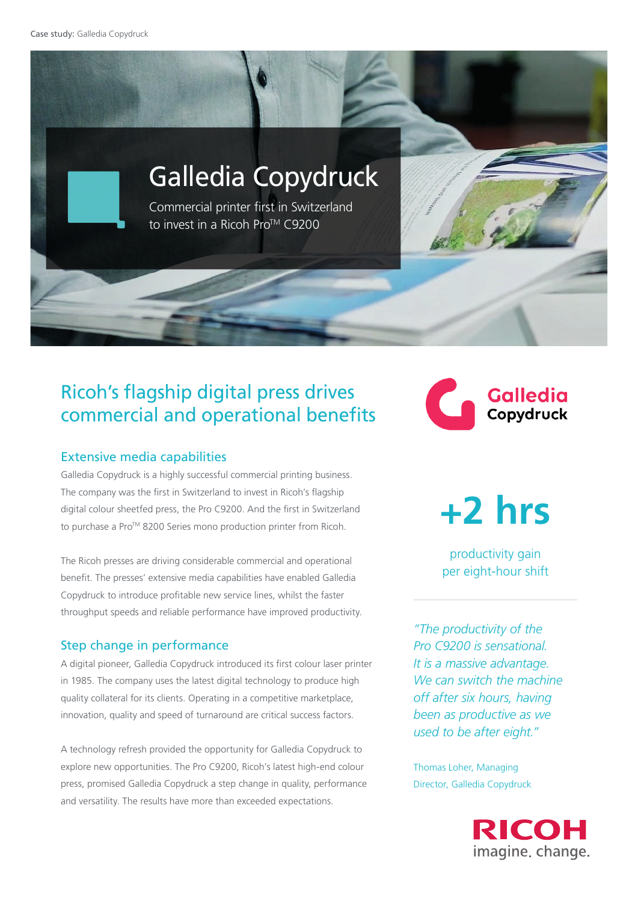Case study: Galledia Copydruck

# Galledia Copydruck

Commercial printer first in Switzerland to invest in a Ricoh Pro™ C9200

## Ricoh's flagship digital press drives commercial and operational benefits

### Extensive media capabilities

Galledia Copydruck is a highly successful commercial printing business. The company was the first in Switzerland to invest in Ricoh's flagship digital colour sheetfed press, the Pro C9200. And the first in Switzerland to purchase a Pro™ 8200 Series mono production printer from Ricoh.

The Ricoh presses are driving considerable commercial and operational benefit. The presses' extensive media capabilities have enabled Galledia Copydruck to introduce profitable new service lines, whilst the faster throughput speeds and reliable performance have improved productivity.

### Step change in performance

A digital pioneer, Galledia Copydruck introduced its first colour laser printer in 1985. The company uses the latest digital technology to produce high quality collateral for its clients. Operating in a competitive marketplace, innovation, quality and speed of turnaround are critical success factors.

A technology refresh provided the opportunity for Galledia Copydruck to explore new opportunities. The Pro C9200, Ricoh's latest high-end colour press, promised Galledia Copydruck a step change in quality, performance and versatility. The results have more than exceeded expectations.

Galledia Copydruck

**+2 hrs**

productivity gain per eight-hour shift

*"The productivity of the Pro C9200 is sensational. It is a massive advantage. We can switch the machine off after six hours, having been as productive as we used to be after eight."*

Thomas Loher, Managing Director, Galledia Copydruck

RICOH
imagine. change.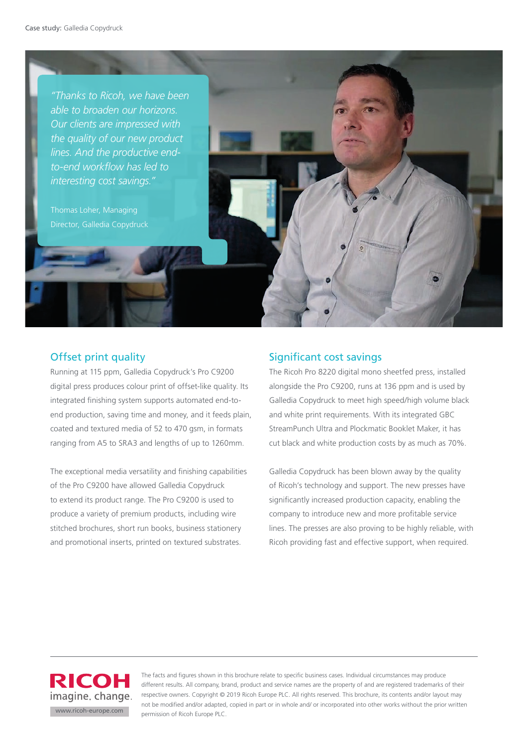> *"Thanks to Ricoh, we have been able to broaden our horizons. Our clients are impressed with the quality of our new product lines. And the productive end-to-end workflow has led to interesting cost savings."*
>
> Thomas Loher, Managing Director, Galledia Copydruck

## Offset print quality

Running at 115 ppm, Galledia Copydruck's Pro C9200 digital press produces colour print of offset-like quality. Its integrated finishing system supports automated end-to-end production, saving time and money, and it feeds plain, coated and textured media of 52 to 470 gsm, in formats ranging from A5 to SRA3 and lengths of up to 1260mm.

The exceptional media versatility and finishing capabilities of the Pro C9200 have allowed Galledia Copydruck to extend its product range. The Pro C9200 is used to produce a variety of premium products, including wire stitched brochures, short run books, business stationery and promotional inserts, printed on textured substrates.

## Significant cost savings

The Ricoh Pro 8220 digital mono sheetfed press, installed alongside the Pro C9200, runs at 136 ppm and is used by Galledia Copydruck to meet high speed/high volume black and white print requirements. With its integrated GBC StreamPunch Ultra and Plockmatic Booklet Maker, it has cut black and white production costs by as much as 70%.

Galledia Copydruck has been blown away by the quality of Ricoh's technology and support. The new presses have significantly increased production capacity, enabling the company to introduce new and more profitable service lines. The presses are also proving to be highly reliable, with Ricoh providing fast and effective support, when required.

**RICOH**
imagine. change.
www.ricoh-europe.com

The facts and figures shown in this brochure relate to specific business cases. Individual circumstances may produce different results. All company, brand, product and service names are the property of and are registered trademarks of their respective owners. Copyright © 2019 Ricoh Europe PLC. All rights reserved. This brochure, its contents and/or layout may not be modified and/or adapted, copied in part or in whole and/ or incorporated into other works without the prior written permission of Ricoh Europe PLC.